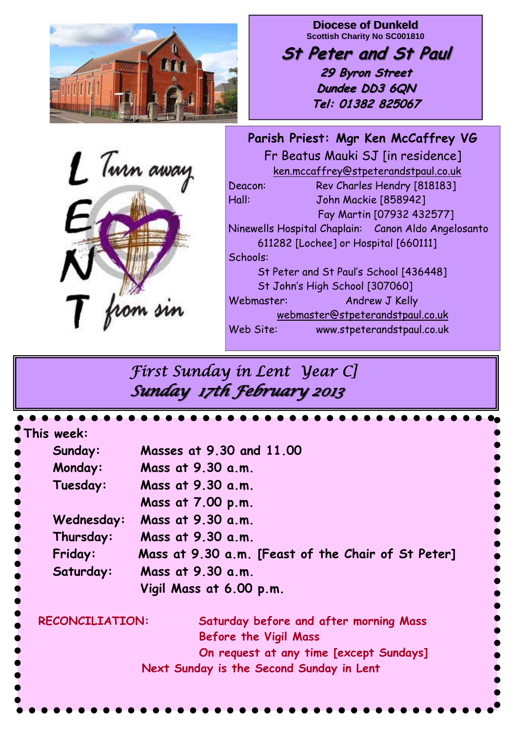**Diocese of Dunkeld**
Scottish Charity No SC001810

# St Peter and St Paul

**29 Byron Street**
**Dundee DD3 6QN**
**Tel: 01382 825067**

L Turn away
E
N
T from sin

**Parish Priest: Mgr Ken McCaffrey VG**
Fr Beatus Mauki SJ [in residence]
ken.mccaffrey@stpeterandstpaul.co.uk

Deacon: Rev Charles Hendry [818183]
Hall: John Mackie [858942]
Fay Martin [07932 432577]
Ninewells Hospital Chaplain: Canon Aldo Angelosanto
611282 [Lochee] or Hospital [660111]
Schools:
St Peter and St Paul's School [436448]
St John's High School [307060]
Webmaster: Andrew J Kelly
webmaster@stpeterandstpaul.co.uk
Web Site: www.stpeterandstpaul.co.uk

## *First Sunday in Lent Year C]*
## *Sunday 17th February 2013*

**This week:**

| | |
|---|---|
| **Sunday:** | **Masses at 9.30 and 11.00** |
| **Monday:** | **Mass at 9.30 a.m.** |
| **Tuesday:** | **Mass at 9.30 a.m.** |
| | **Mass at 7.00 p.m.** |
| **Wednesday:** | **Mass at 9.30 a.m.** |
| **Thursday:** | **Mass at 9.30 a.m.** |
| **Friday:** | **Mass at 9.30 a.m. [Feast of the Chair of St Peter]** |
| **Saturday:** | **Mass at 9.30 a.m.** |
| | **Vigil Mass at 6.00 p.m.** |

**RECONCILIATION:** Saturday before and after morning Mass
Before the Vigil Mass
On request at any time [except Sundays]

Next Sunday is the Second Sunday in Lent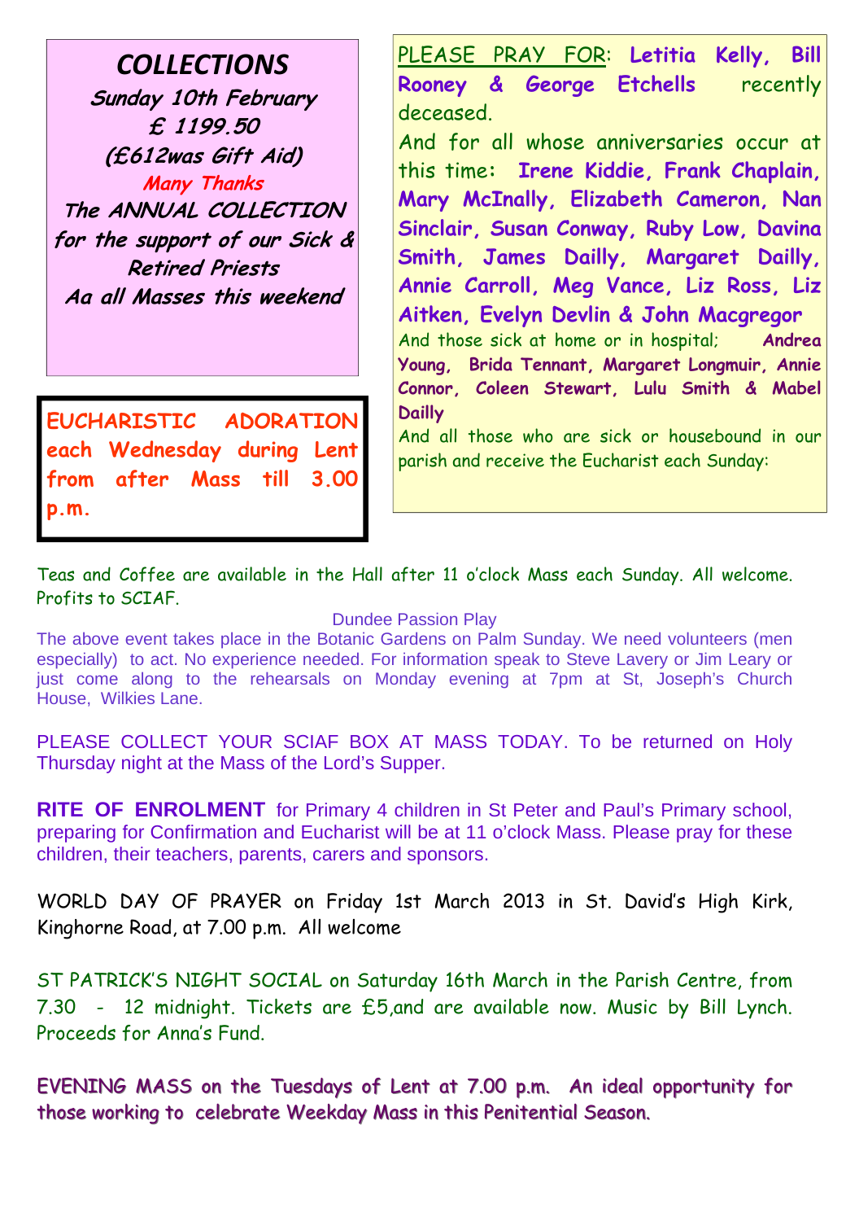## COLLECTIONS

**Sunday 10th February**
**£ 1199.50**
**(£612was Gift Aid)**
**Many Thanks**
**The ANNUAL COLLECTION for the support of our Sick & Retired Priests**
**Aa all Masses this weekend**

**EUCHARISTIC ADORATION each Wednesday during Lent from after Mass till 3.00 p.m.**

PLEASE PRAY FOR: **Letitia Kelly, Bill Rooney & George Etchells** recently deceased.

And for all whose anniversaries occur at this time: **Irene Kiddie, Frank Chaplain, Mary McInally, Elizabeth Cameron, Nan Sinclair, Susan Conway, Ruby Low, Davina Smith, James Dailly, Margaret Dailly, Annie Carroll, Meg Vance, Liz Ross, Liz Aitken, Evelyn Devlin & John Macgregor**

And those sick at home or in hospital; **Andrea Young, Brida Tennant, Margaret Longmuir, Annie Connor, Coleen Stewart, Lulu Smith & Mabel Dailly**

And all those who are sick or housebound in our parish and receive the Eucharist each Sunday:

Teas and Coffee are available in the Hall after 11 o'clock Mass each Sunday. All welcome. Profits to SCIAF.

Dundee Passion Play

The above event takes place in the Botanic Gardens on Palm Sunday. We need volunteers (men especially) to act. No experience needed. For information speak to Steve Lavery or Jim Leary or just come along to the rehearsals on Monday evening at 7pm at St, Joseph's Church House, Wilkies Lane.

PLEASE COLLECT YOUR SCIAF BOX AT MASS TODAY. To be returned on Holy Thursday night at the Mass of the Lord's Supper.

**RITE OF ENROLMENT** for Primary 4 children in St Peter and Paul's Primary school, preparing for Confirmation and Eucharist will be at 11 o'clock Mass. Please pray for these children, their teachers, parents, carers and sponsors.

WORLD DAY OF PRAYER on Friday 1st March 2013 in St. David's High Kirk, Kinghorne Road, at 7.00 p.m. All welcome

ST PATRICK'S NIGHT SOCIAL on Saturday 16th March in the Parish Centre, from 7.30 - 12 midnight. Tickets are £5,and are available now. Music by Bill Lynch. Proceeds for Anna's Fund.

EVENING MASS on the Tuesdays of Lent at 7.00 p.m. An ideal opportunity for those working to celebrate Weekday Mass in this Penitential Season.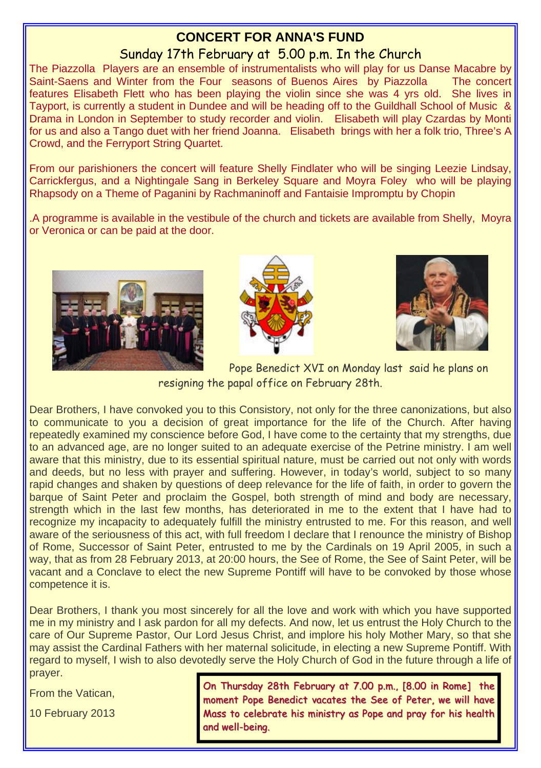# CONCERT FOR ANNA'S FUND

## Sunday 17th February at 5.00 p.m. In the Church

The Piazzolla Players are an ensemble of instrumentalists who will play for us Danse Macabre by Saint-Saens and Winter from the Four seasons of Buenos Aires by Piazzolla The concert features Elisabeth Flett who has been playing the violin since she was 4 yrs old. She lives in Tayport, is currently a student in Dundee and will be heading off to the Guildhall School of Music & Drama in London in September to study recorder and violin. Elisabeth will play Czardas by Monti for us and also a Tango duet with her friend Joanna. Elisabeth brings with her a folk trio, Three's A Crowd, and the Ferryport String Quartet.

From our parishioners the concert will feature Shelly Findlater who will be singing Leezie Lindsay, Carrickfergus, and a Nightingale Sang in Berkeley Square and Moyra Foley who will be playing Rhapsody on a Theme of Paganini by Rachmaninoff and Fantaisie Impromptu by Chopin

.A programme is available in the vestibule of the church and tickets are available from Shelly, Moyra or Veronica or can be paid at the door.

Pope Benedict XVI on Monday last said he plans on resigning the papal office on February 28th.

Dear Brothers, I have convoked you to this Consistory, not only for the three canonizations, but also to communicate to you a decision of great importance for the life of the Church. After having repeatedly examined my conscience before God, I have come to the certainty that my strengths, due to an advanced age, are no longer suited to an adequate exercise of the Petrine ministry. I am well aware that this ministry, due to its essential spiritual nature, must be carried out not only with words and deeds, but no less with prayer and suffering. However, in today's world, subject to so many rapid changes and shaken by questions of deep relevance for the life of faith, in order to govern the barque of Saint Peter and proclaim the Gospel, both strength of mind and body are necessary, strength which in the last few months, has deteriorated in me to the extent that I have had to recognize my incapacity to adequately fulfill the ministry entrusted to me. For this reason, and well aware of the seriousness of this act, with full freedom I declare that I renounce the ministry of Bishop of Rome, Successor of Saint Peter, entrusted to me by the Cardinals on 19 April 2005, in such a way, that as from 28 February 2013, at 20:00 hours, the See of Rome, the See of Saint Peter, will be vacant and a Conclave to elect the new Supreme Pontiff will have to be convoked by those whose competence it is.

Dear Brothers, I thank you most sincerely for all the love and work with which you have supported me in my ministry and I ask pardon for all my defects. And now, let us entrust the Holy Church to the care of Our Supreme Pastor, Our Lord Jesus Christ, and implore his holy Mother Mary, so that she may assist the Cardinal Fathers with her maternal solicitude, in electing a new Supreme Pontiff. With regard to myself, I wish to also devotedly serve the Holy Church of God in the future through a life of prayer.

From the Vatican,

10 February 2013

**On Thursday 28th February at 7.00 p.m., [8.00 in Rome] the moment Pope Benedict vacates the See of Peter, we will have Mass to celebrate his ministry as Pope and pray for his health and well-being.**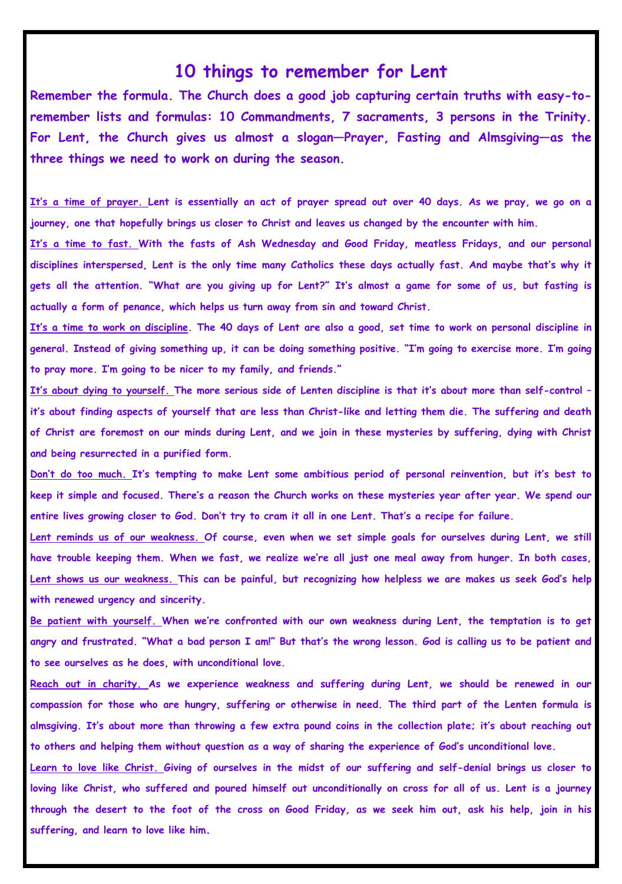# 10 things to remember for Lent

**Remember the formula. The Church does a good job capturing certain truths with easy-to-remember lists and formulas: 10 Commandments, 7 sacraments, 3 persons in the Trinity. For Lent, the Church gives us almost a slogan—Prayer, Fasting and Almsgiving—as the three things we need to work on during the season.**

**<u>It's a time of prayer.</u> Lent is essentially an act of prayer spread out over 40 days. As we pray, we go on a journey, one that hopefully brings us closer to Christ and leaves us changed by the encounter with him.**

**<u>It's a time to fast.</u> With the fasts of Ash Wednesday and Good Friday, meatless Fridays, and our personal disciplines interspersed, Lent is the only time many Catholics these days actually fast. And maybe that's why it gets all the attention. "What are you giving up for Lent?" It's almost a game for some of us, but fasting is actually a form of penance, which helps us turn away from sin and toward Christ.**

**<u>It's a time to work on discipline</u>. The 40 days of Lent are also a good, set time to work on personal discipline in general. Instead of giving something up, it can be doing something positive. "I'm going to exercise more. I'm going to pray more. I'm going to be nicer to my family, and friends."**

**<u>It's about dying to yourself.</u> The more serious side of Lenten discipline is that it's about more than self-control – it's about finding aspects of yourself that are less than Christ-like and letting them die. The suffering and death of Christ are foremost on our minds during Lent, and we join in these mysteries by suffering, dying with Christ and being resurrected in a purified form.**

**<u>Don't do too much.</u> It's tempting to make Lent some ambitious period of personal reinvention, but it's best to keep it simple and focused. There's a reason the Church works on these mysteries year after year. We spend our entire lives growing closer to God. Don't try to cram it all in one Lent. That's a recipe for failure.**

**<u>Lent reminds us of our weakness.</u> Of course, even when we set simple goals for ourselves during Lent, we still have trouble keeping them. When we fast, we realize we're all just one meal away from hunger. In both cases, <u>Lent shows us our weakness.</u> This can be painful, but recognizing how helpless we are makes us seek God's help with renewed urgency and sincerity.**

**<u>Be patient with yourself.</u> When we're confronted with our own weakness during Lent, the temptation is to get angry and frustrated. "What a bad person I am!" But that's the wrong lesson. God is calling us to be patient and to see ourselves as he does, with unconditional love.**

**<u>Reach out in charity.</u> As we experience weakness and suffering during Lent, we should be renewed in our compassion for those who are hungry, suffering or otherwise in need. The third part of the Lenten formula is almsgiving. It's about more than throwing a few extra pound coins in the collection plate; it's about reaching out to others and helping them without question as a way of sharing the experience of God's unconditional love.**

**<u>Learn to love like Christ.</u> Giving of ourselves in the midst of our suffering and self-denial brings us closer to loving like Christ, who suffered and poured himself out unconditionally on cross for all of us. Lent is a journey through the desert to the foot of the cross on Good Friday, as we seek him out, ask his help, join in his suffering, and learn to love like him.**